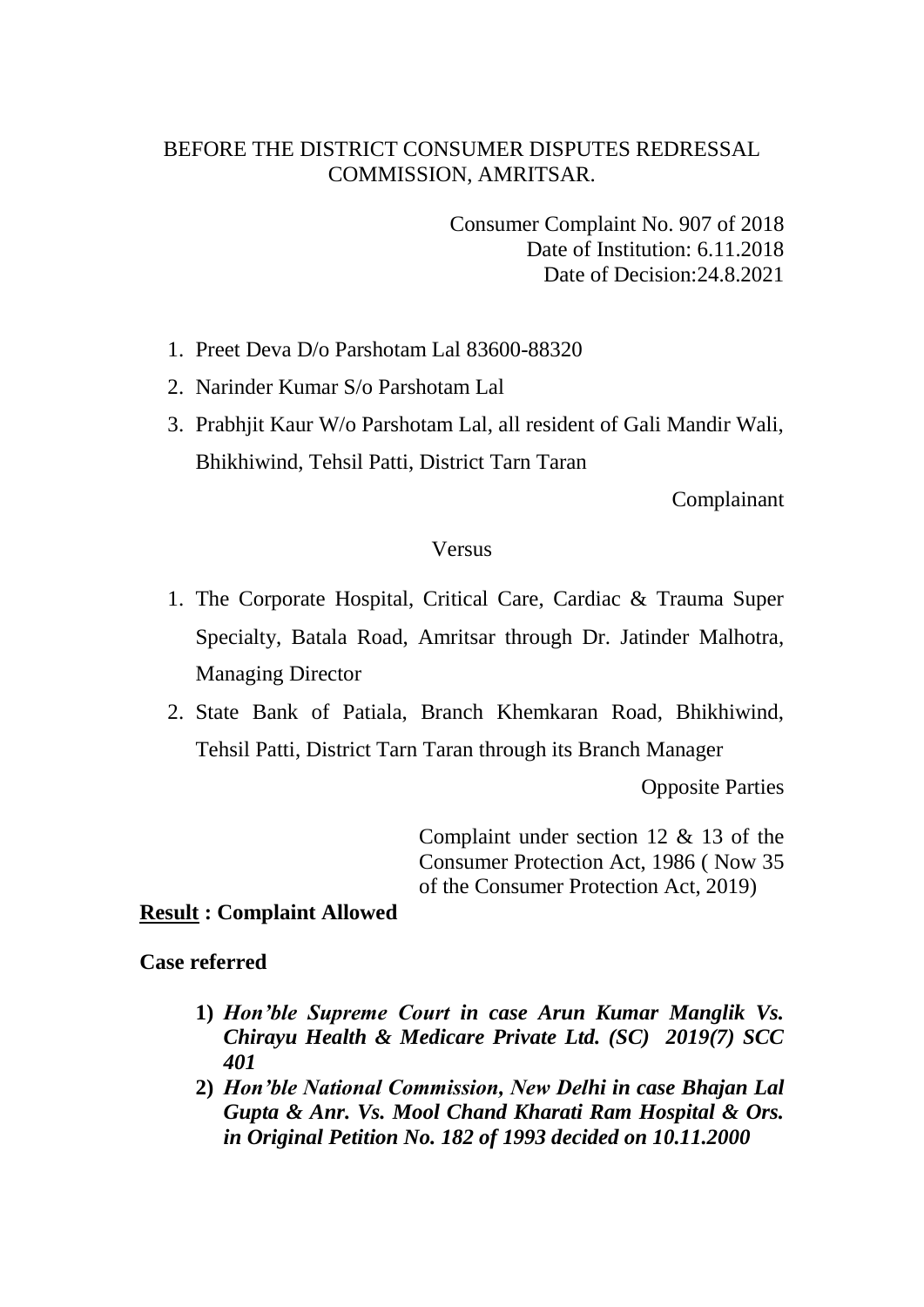BEFORE THE DISTRICT CONSUMER DISPUTES REDRESSAL COMMISSION, AMRITSAR.

Consumer Complaint No. 907 of 2018
Date of Institution: 6.11.2018
Date of Decision:24.8.2021

1. Preet Deva D/o Parshotam Lal 83600-88320
2. Narinder Kumar S/o Parshotam Lal
3. Prabhjit Kaur W/o Parshotam Lal, all resident of Gali Mandir Wali, Bhikhiwind, Tehsil Patti, District Tarn Taran

Complainant

Versus

1. The Corporate Hospital, Critical Care, Cardiac & Trauma Super Specialty, Batala Road, Amritsar through Dr. Jatinder Malhotra, Managing Director
2. State Bank of Patiala, Branch Khemkaran Road, Bhikhiwind, Tehsil Patti, District Tarn Taran through its Branch Manager

Opposite Parties

Complaint under section 12 & 13 of the Consumer Protection Act, 1986 ( Now 35 of the Consumer Protection Act, 2019)

**Result : Complaint Allowed**

**Case referred**

1) ***Hon'ble Supreme Court in case Arun Kumar Manglik Vs. Chirayu Health & Medicare Private Ltd. (SC) 2019(7) SCC 401***
2) ***Hon'ble National Commission, New Delhi in case Bhajan Lal Gupta & Anr. Vs. Mool Chand Kharati Ram Hospital & Ors. in Original Petition No. 182 of 1993 decided on 10.11.2000***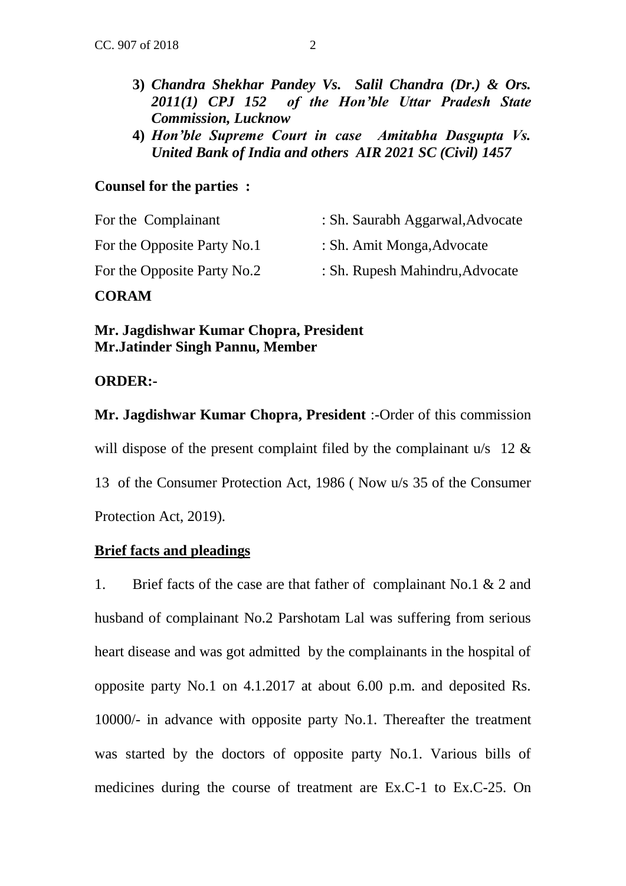3) ***Chandra Shekhar Pandey Vs. Salil Chandra (Dr.) & Ors. 2011(1) CPJ 152 of the Hon'ble Uttar Pradesh State Commission, Lucknow***
4) ***Hon'ble Supreme Court in case Amitabha Dasgupta Vs. United Bank of India and others AIR 2021 SC (Civil) 1457***

**Counsel for the parties :**

| | |
|---|---|
| For the Complainant | : Sh. Saurabh Aggarwal,Advocate |
| For the Opposite Party No.1 | : Sh. Amit Monga,Advocate |
| For the Opposite Party No.2 | : Sh. Rupesh Mahindru,Advocate |

**CORAM**

**Mr. Jagdishwar Kumar Chopra, President**
**Mr.Jatinder Singh Pannu, Member**

**ORDER:-**

**Mr. Jagdishwar Kumar Chopra, President** :-Order of this commission will dispose of the present complaint filed by the complainant u/s 12 & 13 of the Consumer Protection Act, 1986 ( Now u/s 35 of the Consumer Protection Act, 2019).

**Brief facts and pleadings**

1. Brief facts of the case are that father of complainant No.1 & 2 and husband of complainant No.2 Parshotam Lal was suffering from serious heart disease and was got admitted by the complainants in the hospital of opposite party No.1 on 4.1.2017 at about 6.00 p.m. and deposited Rs. 10000/- in advance with opposite party No.1. Thereafter the treatment was started by the doctors of opposite party No.1. Various bills of medicines during the course of treatment are Ex.C-1 to Ex.C-25. On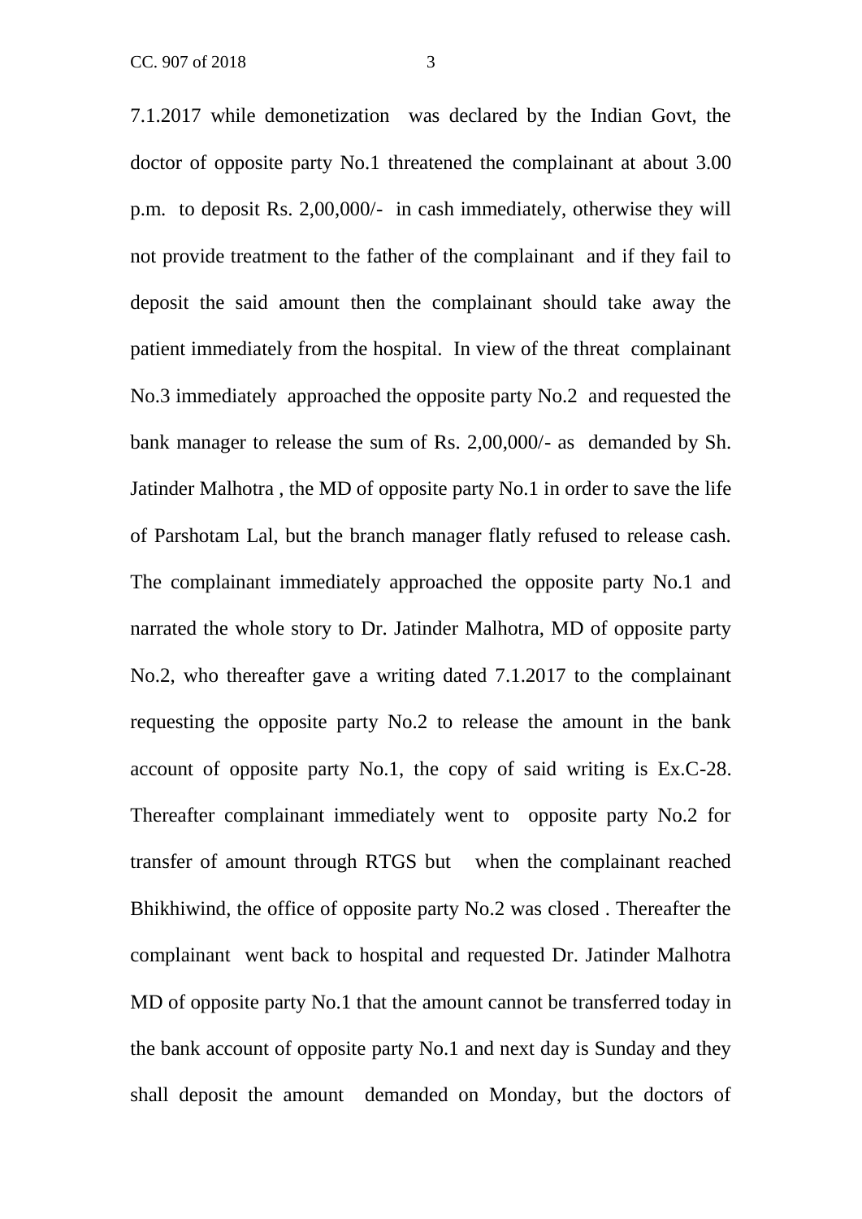7.1.2017 while demonetization was declared by the Indian Govt, the doctor of opposite party No.1 threatened the complainant at about 3.00 p.m. to deposit Rs. 2,00,000/- in cash immediately, otherwise they will not provide treatment to the father of the complainant and if they fail to deposit the said amount then the complainant should take away the patient immediately from the hospital. In view of the threat complainant No.3 immediately approached the opposite party No.2 and requested the bank manager to release the sum of Rs. 2,00,000/- as demanded by Sh. Jatinder Malhotra , the MD of opposite party No.1 in order to save the life of Parshotam Lal, but the branch manager flatly refused to release cash. The complainant immediately approached the opposite party No.1 and narrated the whole story to Dr. Jatinder Malhotra, MD of opposite party No.2, who thereafter gave a writing dated 7.1.2017 to the complainant requesting the opposite party No.2 to release the amount in the bank account of opposite party No.1, the copy of said writing is Ex.C-28. Thereafter complainant immediately went to opposite party No.2 for transfer of amount through RTGS but when the complainant reached Bhikhiwind, the office of opposite party No.2 was closed . Thereafter the complainant went back to hospital and requested Dr. Jatinder Malhotra MD of opposite party No.1 that the amount cannot be transferred today in the bank account of opposite party No.1 and next day is Sunday and they shall deposit the amount demanded on Monday, but the doctors of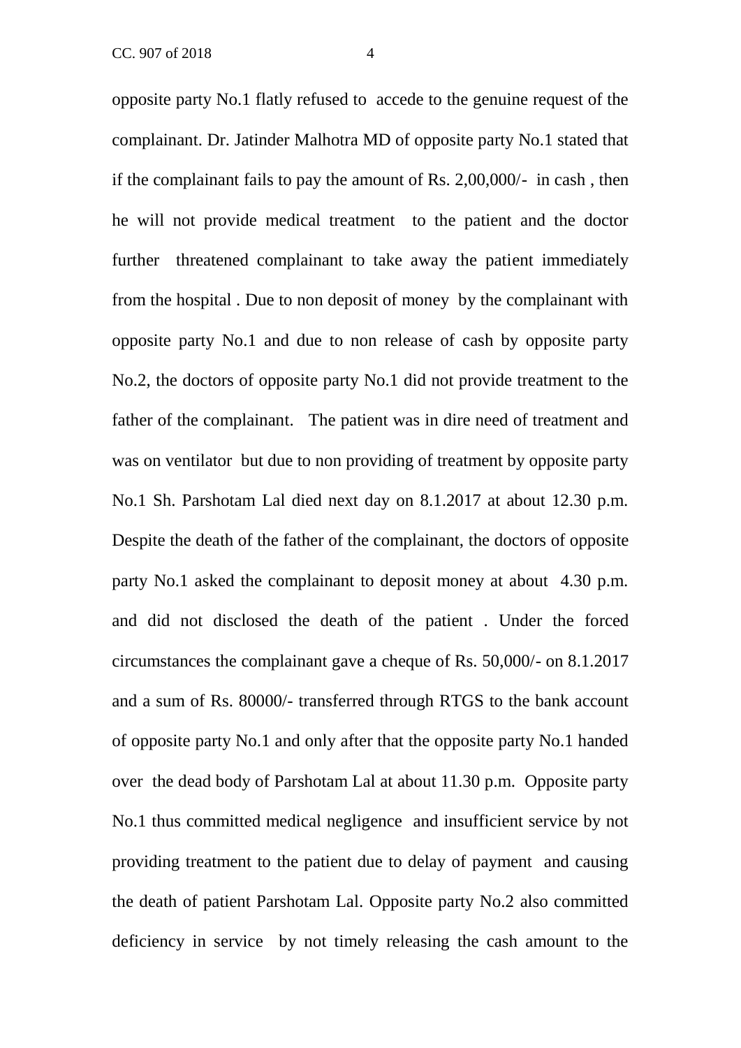opposite party No.1 flatly refused to accede to the genuine request of the complainant. Dr. Jatinder Malhotra MD of opposite party No.1 stated that if the complainant fails to pay the amount of Rs. 2,00,000/- in cash , then he will not provide medical treatment to the patient and the doctor further threatened complainant to take away the patient immediately from the hospital . Due to non deposit of money by the complainant with opposite party No.1 and due to non release of cash by opposite party No.2, the doctors of opposite party No.1 did not provide treatment to the father of the complainant. The patient was in dire need of treatment and was on ventilator but due to non providing of treatment by opposite party No.1 Sh. Parshotam Lal died next day on 8.1.2017 at about 12.30 p.m. Despite the death of the father of the complainant, the doctors of opposite party No.1 asked the complainant to deposit money at about 4.30 p.m. and did not disclosed the death of the patient . Under the forced circumstances the complainant gave a cheque of Rs. 50,000/- on 8.1.2017 and a sum of Rs. 80000/- transferred through RTGS to the bank account of opposite party No.1 and only after that the opposite party No.1 handed over the dead body of Parshotam Lal at about 11.30 p.m. Opposite party No.1 thus committed medical negligence and insufficient service by not providing treatment to the patient due to delay of payment and causing the death of patient Parshotam Lal. Opposite party No.2 also committed deficiency in service by not timely releasing the cash amount to the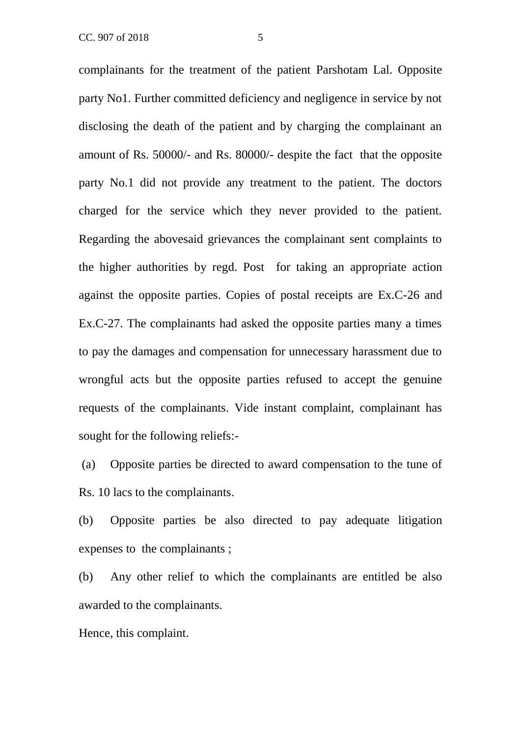complainants for the treatment of the patient Parshotam Lal. Opposite party No1. Further committed deficiency and negligence in service by not disclosing the death of the patient and by charging the complainant an amount of Rs. 50000/- and Rs. 80000/- despite the fact that the opposite party No.1 did not provide any treatment to the patient. The doctors charged for the service which they never provided to the patient. Regarding the abovesaid grievances the complainant sent complaints to the higher authorities by regd. Post for taking an appropriate action against the opposite parties. Copies of postal receipts are Ex.C-26 and Ex.C-27. The complainants had asked the opposite parties many a times to pay the damages and compensation for unnecessary harassment due to wrongful acts but the opposite parties refused to accept the genuine requests of the complainants. Vide instant complaint, complainant has sought for the following reliefs:-

(a) Opposite parties be directed to award compensation to the tune of Rs. 10 lacs to the complainants.

(b) Opposite parties be also directed to pay adequate litigation expenses to the complainants ;

(b) Any other relief to which the complainants are entitled be also awarded to the complainants.

Hence, this complaint.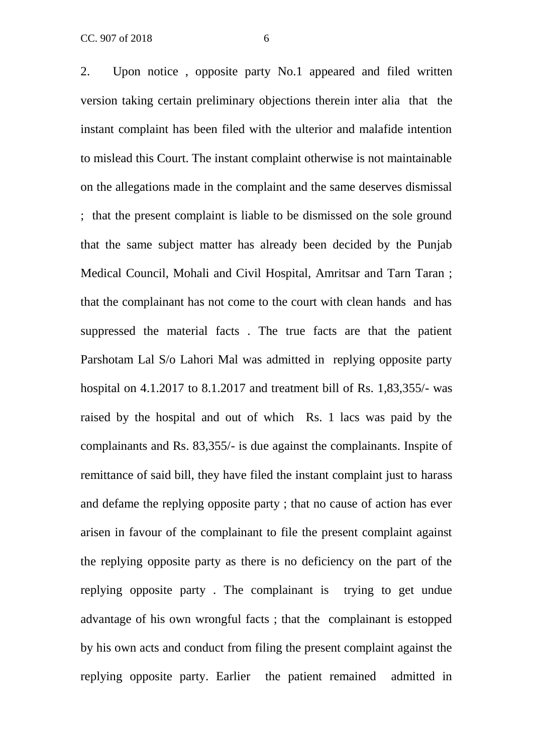2. Upon notice , opposite party No.1 appeared and filed written version taking certain preliminary objections therein inter alia that the instant complaint has been filed with the ulterior and malafide intention to mislead this Court. The instant complaint otherwise is not maintainable on the allegations made in the complaint and the same deserves dismissal ; that the present complaint is liable to be dismissed on the sole ground that the same subject matter has already been decided by the Punjab Medical Council, Mohali and Civil Hospital, Amritsar and Tarn Taran ; that the complainant has not come to the court with clean hands and has suppressed the material facts . The true facts are that the patient Parshotam Lal S/o Lahori Mal was admitted in replying opposite party hospital on 4.1.2017 to 8.1.2017 and treatment bill of Rs. 1,83,355/- was raised by the hospital and out of which Rs. 1 lacs was paid by the complainants and Rs. 83,355/- is due against the complainants. Inspite of remittance of said bill, they have filed the instant complaint just to harass and defame the replying opposite party ; that no cause of action has ever arisen in favour of the complainant to file the present complaint against the replying opposite party as there is no deficiency on the part of the replying opposite party . The complainant is trying to get undue advantage of his own wrongful facts ; that the complainant is estopped by his own acts and conduct from filing the present complaint against the replying opposite party. Earlier the patient remained admitted in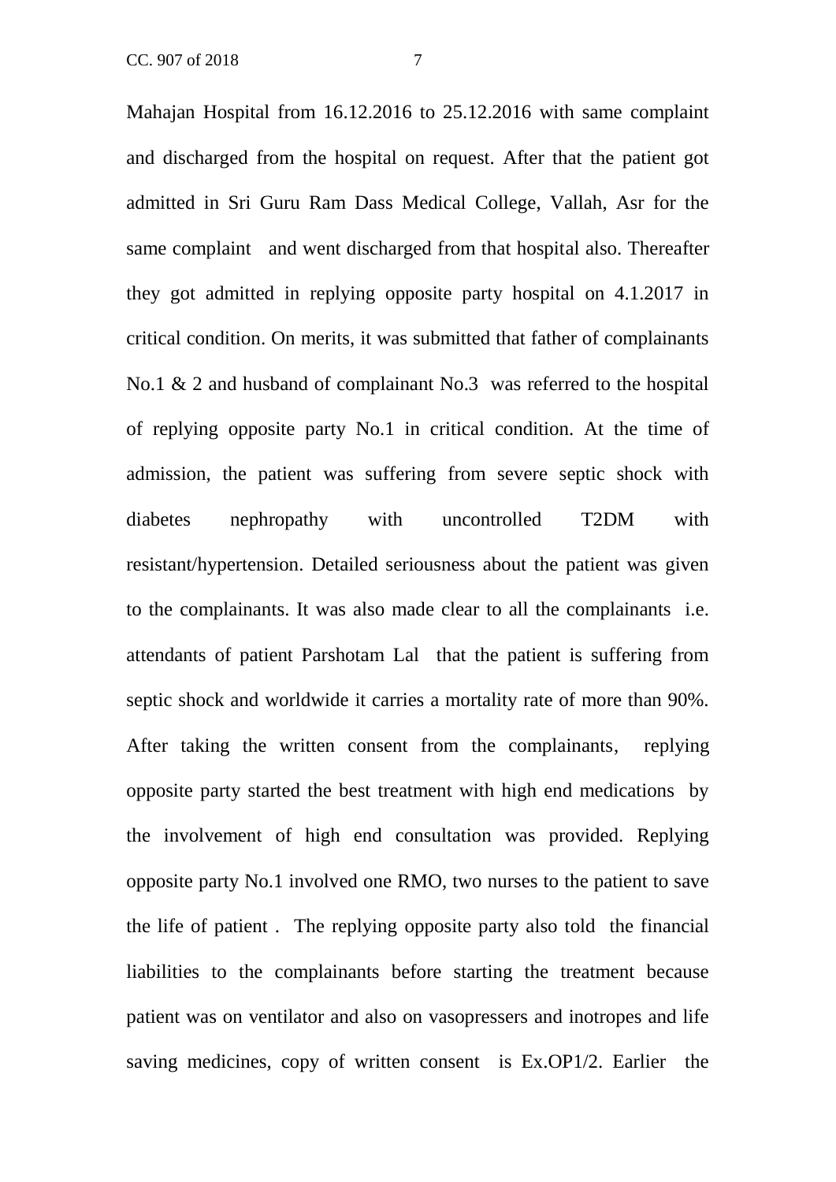Mahajan Hospital from 16.12.2016 to 25.12.2016 with same complaint and discharged from the hospital on request. After that the patient got admitted in Sri Guru Ram Dass Medical College, Vallah, Asr for the same complaint and went discharged from that hospital also. Thereafter they got admitted in replying opposite party hospital on 4.1.2017 in critical condition. On merits, it was submitted that father of complainants No.1 & 2 and husband of complainant No.3 was referred to the hospital of replying opposite party No.1 in critical condition. At the time of admission, the patient was suffering from severe septic shock with diabetes nephropathy with uncontrolled T2DM with resistant/hypertension. Detailed seriousness about the patient was given to the complainants. It was also made clear to all the complainants i.e. attendants of patient Parshotam Lal that the patient is suffering from septic shock and worldwide it carries a mortality rate of more than 90%. After taking the written consent from the complainants, replying opposite party started the best treatment with high end medications by the involvement of high end consultation was provided. Replying opposite party No.1 involved one RMO, two nurses to the patient to save the life of patient . The replying opposite party also told the financial liabilities to the complainants before starting the treatment because patient was on ventilator and also on vasopressers and inotropes and life saving medicines, copy of written consent is Ex.OP1/2. Earlier the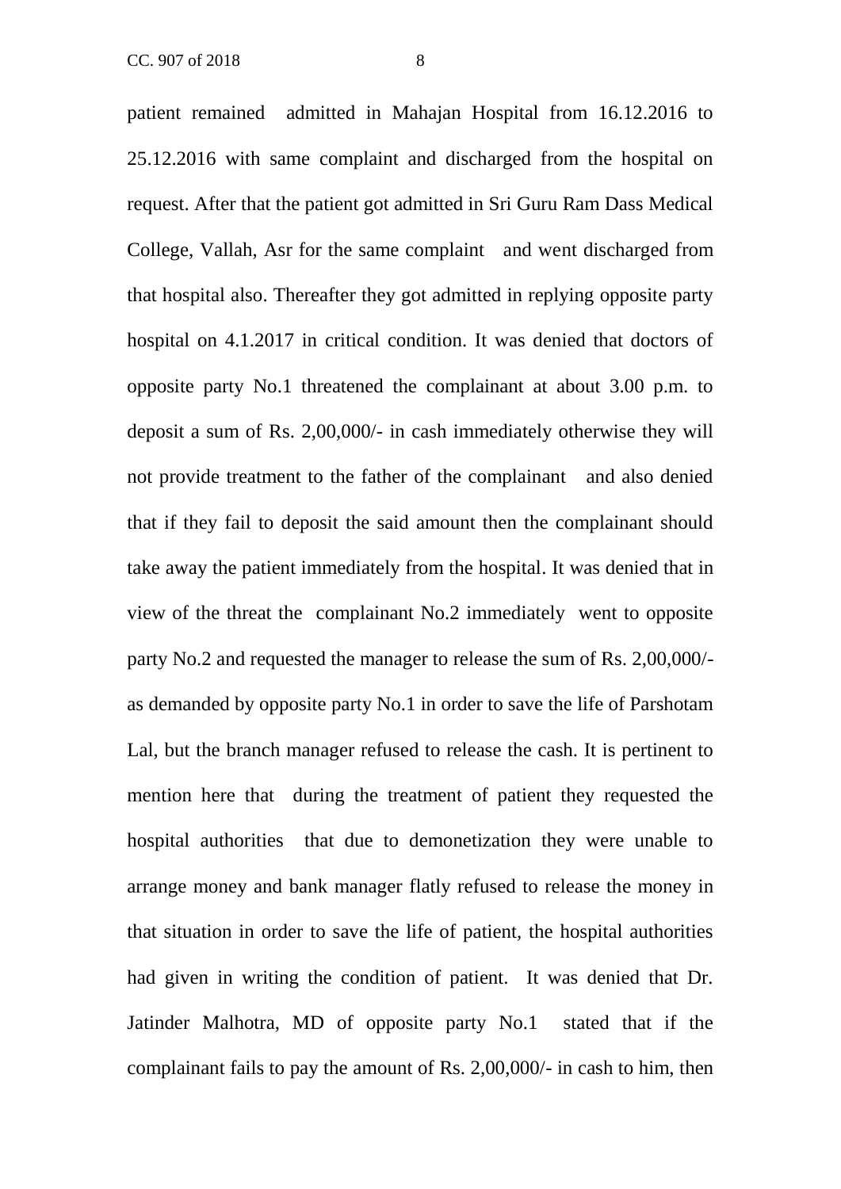patient remained admitted in Mahajan Hospital from 16.12.2016 to 25.12.2016 with same complaint and discharged from the hospital on request. After that the patient got admitted in Sri Guru Ram Dass Medical College, Vallah, Asr for the same complaint and went discharged from that hospital also. Thereafter they got admitted in replying opposite party hospital on 4.1.2017 in critical condition. It was denied that doctors of opposite party No.1 threatened the complainant at about 3.00 p.m. to deposit a sum of Rs. 2,00,000/- in cash immediately otherwise they will not provide treatment to the father of the complainant and also denied that if they fail to deposit the said amount then the complainant should take away the patient immediately from the hospital. It was denied that in view of the threat the complainant No.2 immediately went to opposite party No.2 and requested the manager to release the sum of Rs. 2,00,000/- as demanded by opposite party No.1 in order to save the life of Parshotam Lal, but the branch manager refused to release the cash. It is pertinent to mention here that during the treatment of patient they requested the hospital authorities that due to demonetization they were unable to arrange money and bank manager flatly refused to release the money in that situation in order to save the life of patient, the hospital authorities had given in writing the condition of patient. It was denied that Dr. Jatinder Malhotra, MD of opposite party No.1 stated that if the complainant fails to pay the amount of Rs. 2,00,000/- in cash to him, then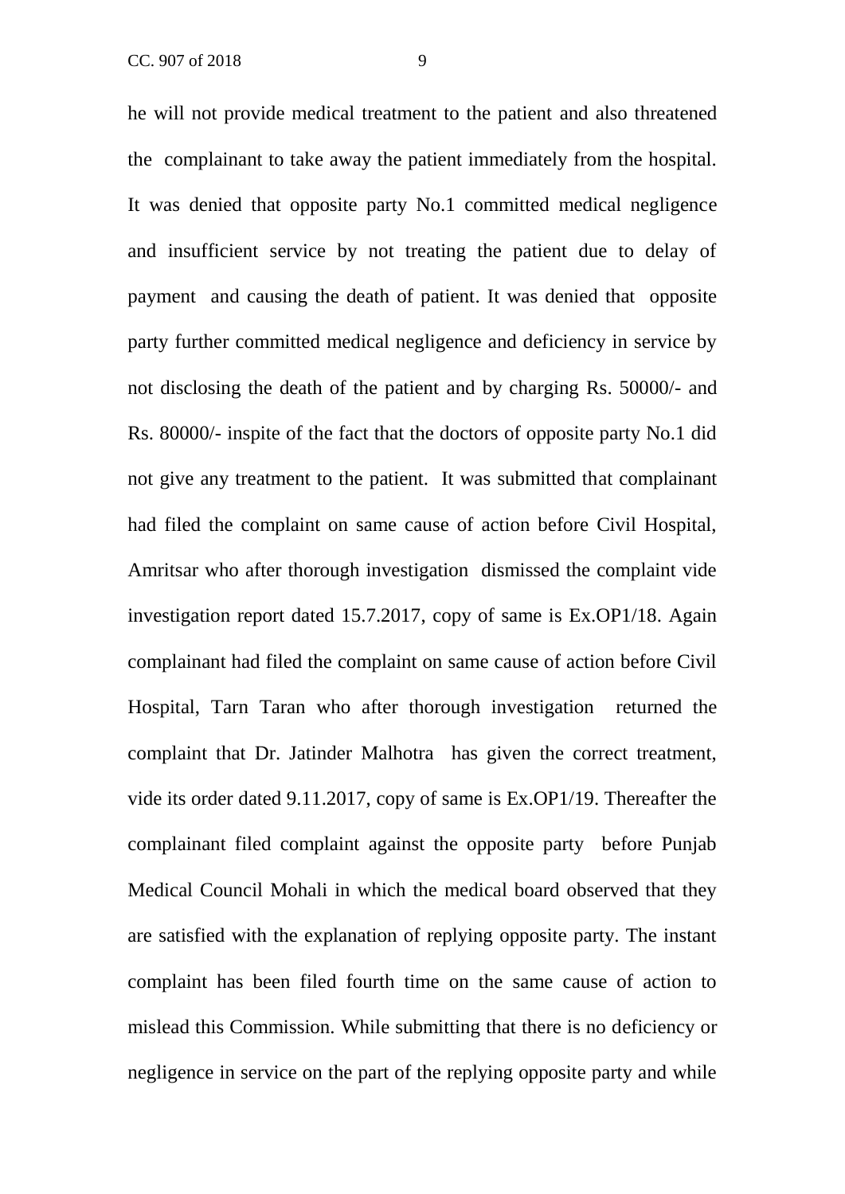he will not provide medical treatment to the patient and also threatened the complainant to take away the patient immediately from the hospital. It was denied that opposite party No.1 committed medical negligence and insufficient service by not treating the patient due to delay of payment and causing the death of patient. It was denied that opposite party further committed medical negligence and deficiency in service by not disclosing the death of the patient and by charging Rs. 50000/- and Rs. 80000/- inspite of the fact that the doctors of opposite party No.1 did not give any treatment to the patient. It was submitted that complainant had filed the complaint on same cause of action before Civil Hospital, Amritsar who after thorough investigation dismissed the complaint vide investigation report dated 15.7.2017, copy of same is Ex.OP1/18. Again complainant had filed the complaint on same cause of action before Civil Hospital, Tarn Taran who after thorough investigation returned the complaint that Dr. Jatinder Malhotra has given the correct treatment, vide its order dated 9.11.2017, copy of same is Ex.OP1/19. Thereafter the complainant filed complaint against the opposite party before Punjab Medical Council Mohali in which the medical board observed that they are satisfied with the explanation of replying opposite party. The instant complaint has been filed fourth time on the same cause of action to mislead this Commission. While submitting that there is no deficiency or negligence in service on the part of the replying opposite party and while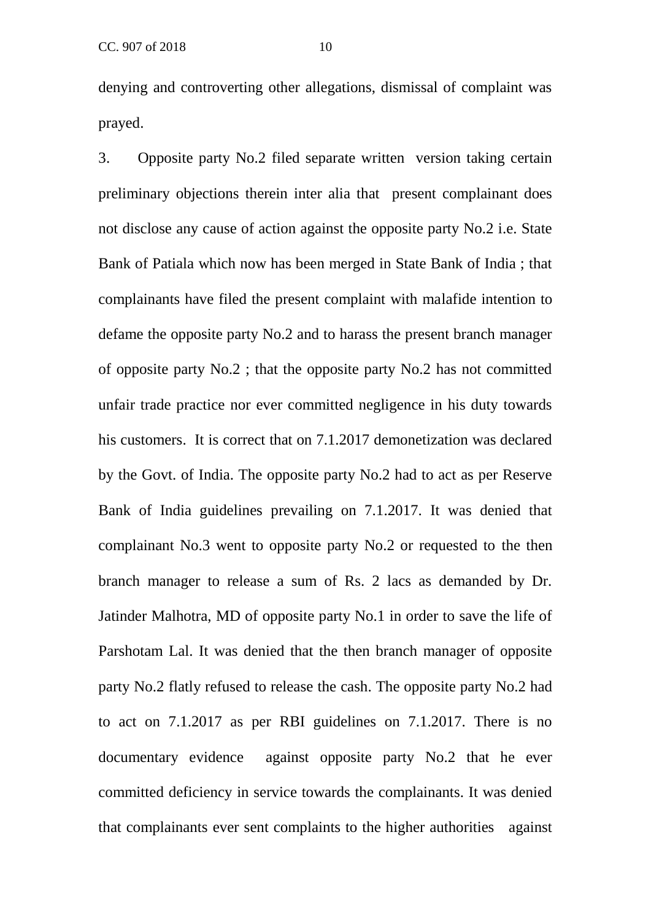denying and controverting other allegations, dismissal of complaint was prayed.

3. Opposite party No.2 filed separate written version taking certain preliminary objections therein inter alia that present complainant does not disclose any cause of action against the opposite party No.2 i.e. State Bank of Patiala which now has been merged in State Bank of India ; that complainants have filed the present complaint with malafide intention to defame the opposite party No.2 and to harass the present branch manager of opposite party No.2 ; that the opposite party No.2 has not committed unfair trade practice nor ever committed negligence in his duty towards his customers. It is correct that on 7.1.2017 demonetization was declared by the Govt. of India. The opposite party No.2 had to act as per Reserve Bank of India guidelines prevailing on 7.1.2017. It was denied that complainant No.3 went to opposite party No.2 or requested to the then branch manager to release a sum of Rs. 2 lacs as demanded by Dr. Jatinder Malhotra, MD of opposite party No.1 in order to save the life of Parshotam Lal. It was denied that the then branch manager of opposite party No.2 flatly refused to release the cash. The opposite party No.2 had to act on 7.1.2017 as per RBI guidelines on 7.1.2017. There is no documentary evidence against opposite party No.2 that he ever committed deficiency in service towards the complainants. It was denied that complainants ever sent complaints to the higher authorities against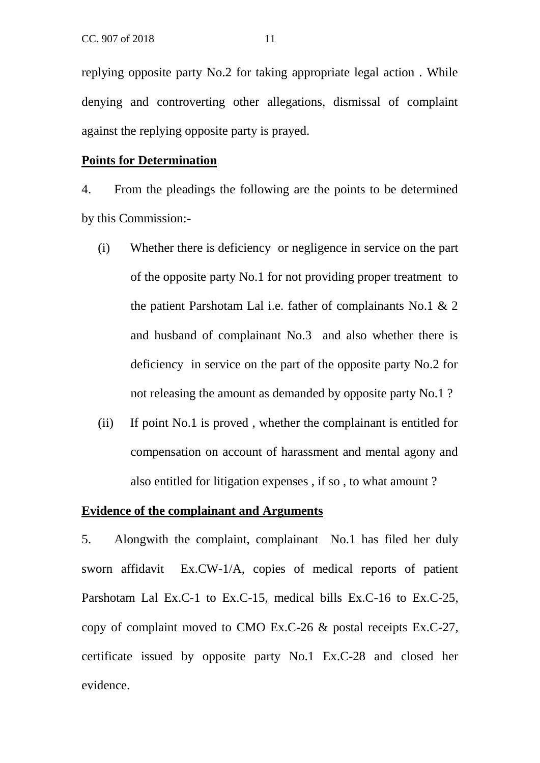replying opposite party No.2 for taking appropriate legal action . While denying and controverting other allegations, dismissal of complaint against the replying opposite party is prayed.

**Points for Determination**

4. From the pleadings the following are the points to be determined by this Commission:-

(i) Whether there is deficiency or negligence in service on the part of the opposite party No.1 for not providing proper treatment to the patient Parshotam Lal i.e. father of complainants No.1 & 2 and husband of complainant No.3 and also whether there is deficiency in service on the part of the opposite party No.2 for not releasing the amount as demanded by opposite party No.1 ?

(ii) If point No.1 is proved , whether the complainant is entitled for compensation on account of harassment and mental agony and also entitled for litigation expenses , if so , to what amount ?

**Evidence of the complainant and Arguments**

5. Alongwith the complaint, complainant No.1 has filed her duly sworn affidavit Ex.CW-1/A, copies of medical reports of patient Parshotam Lal Ex.C-1 to Ex.C-15, medical bills Ex.C-16 to Ex.C-25, copy of complaint moved to CMO Ex.C-26 & postal receipts Ex.C-27, certificate issued by opposite party No.1 Ex.C-28 and closed her evidence.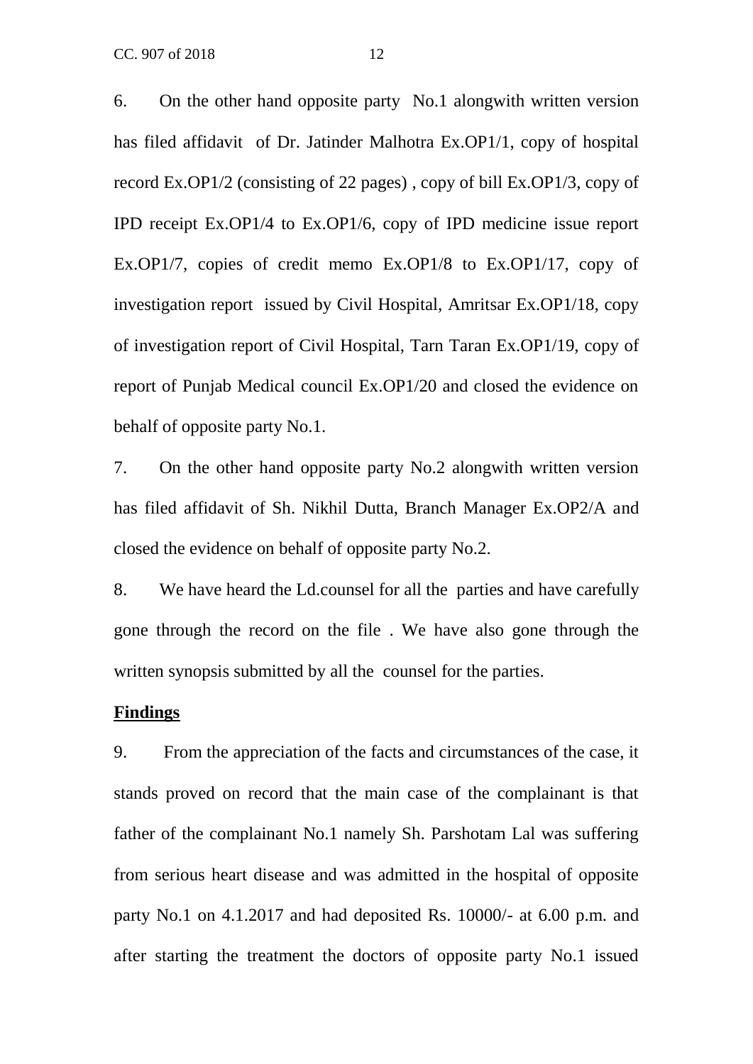6. On the other hand opposite party No.1 alongwith written version has filed affidavit of Dr. Jatinder Malhotra Ex.OP1/1, copy of hospital record Ex.OP1/2 (consisting of 22 pages) , copy of bill Ex.OP1/3, copy of IPD receipt Ex.OP1/4 to Ex.OP1/6, copy of IPD medicine issue report Ex.OP1/7, copies of credit memo Ex.OP1/8 to Ex.OP1/17, copy of investigation report issued by Civil Hospital, Amritsar Ex.OP1/18, copy of investigation report of Civil Hospital, Tarn Taran Ex.OP1/19, copy of report of Punjab Medical council Ex.OP1/20 and closed the evidence on behalf of opposite party No.1.

7. On the other hand opposite party No.2 alongwith written version has filed affidavit of Sh. Nikhil Dutta, Branch Manager Ex.OP2/A and closed the evidence on behalf of opposite party No.2.

8. We have heard the Ld.counsel for all the parties and have carefully gone through the record on the file . We have also gone through the written synopsis submitted by all the counsel for the parties.

**Findings**

9. From the appreciation of the facts and circumstances of the case, it stands proved on record that the main case of the complainant is that father of the complainant No.1 namely Sh. Parshotam Lal was suffering from serious heart disease and was admitted in the hospital of opposite party No.1 on 4.1.2017 and had deposited Rs. 10000/- at 6.00 p.m. and after starting the treatment the doctors of opposite party No.1 issued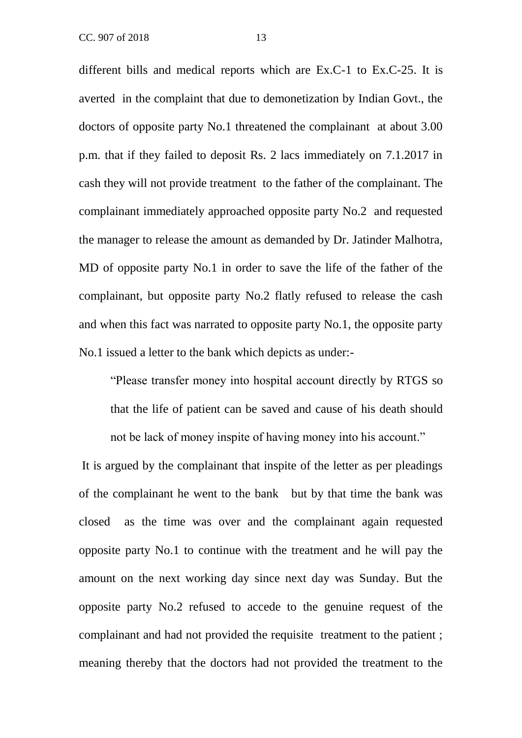different bills and medical reports which are Ex.C-1 to Ex.C-25. It is averted in the complaint that due to demonetization by Indian Govt., the doctors of opposite party No.1 threatened the complainant at about 3.00 p.m. that if they failed to deposit Rs. 2 lacs immediately on 7.1.2017 in cash they will not provide treatment to the father of the complainant. The complainant immediately approached opposite party No.2 and requested the manager to release the amount as demanded by Dr. Jatinder Malhotra, MD of opposite party No.1 in order to save the life of the father of the complainant, but opposite party No.2 flatly refused to release the cash and when this fact was narrated to opposite party No.1, the opposite party No.1 issued a letter to the bank which depicts as under:-

> "Please transfer money into hospital account directly by RTGS so that the life of patient can be saved and cause of his death should not be lack of money inspite of having money into his account."

It is argued by the complainant that inspite of the letter as per pleadings of the complainant he went to the bank but by that time the bank was closed as the time was over and the complainant again requested opposite party No.1 to continue with the treatment and he will pay the amount on the next working day since next day was Sunday. But the opposite party No.2 refused to accede to the genuine request of the complainant and had not provided the requisite treatment to the patient ; meaning thereby that the doctors had not provided the treatment to the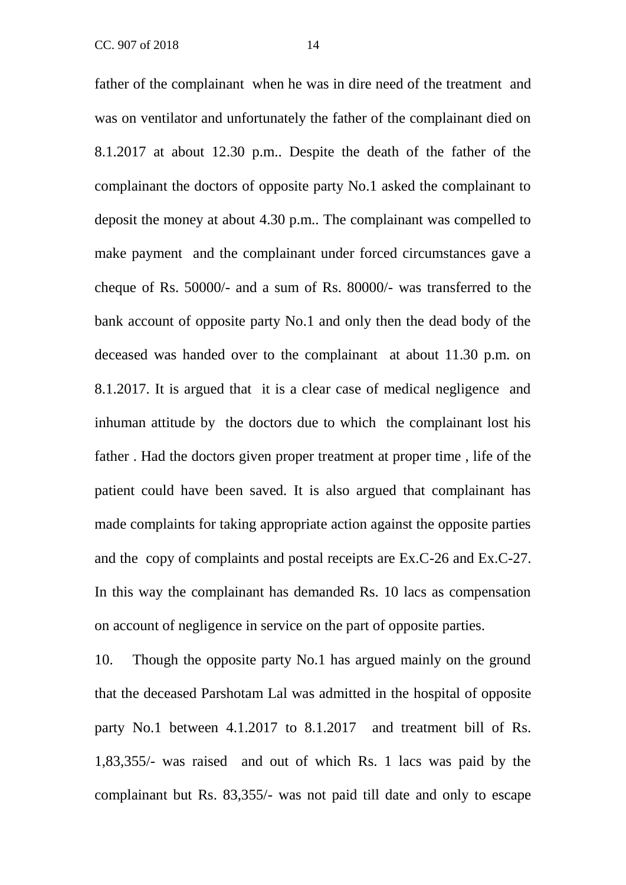father of the complainant when he was in dire need of the treatment and was on ventilator and unfortunately the father of the complainant died on 8.1.2017 at about 12.30 p.m.. Despite the death of the father of the complainant the doctors of opposite party No.1 asked the complainant to deposit the money at about 4.30 p.m.. The complainant was compelled to make payment and the complainant under forced circumstances gave a cheque of Rs. 50000/- and a sum of Rs. 80000/- was transferred to the bank account of opposite party No.1 and only then the dead body of the deceased was handed over to the complainant at about 11.30 p.m. on 8.1.2017. It is argued that it is a clear case of medical negligence and inhuman attitude by the doctors due to which the complainant lost his father . Had the doctors given proper treatment at proper time , life of the patient could have been saved. It is also argued that complainant has made complaints for taking appropriate action against the opposite parties and the copy of complaints and postal receipts are Ex.C-26 and Ex.C-27. In this way the complainant has demanded Rs. 10 lacs as compensation on account of negligence in service on the part of opposite parties.

10. Though the opposite party No.1 has argued mainly on the ground that the deceased Parshotam Lal was admitted in the hospital of opposite party No.1 between 4.1.2017 to 8.1.2017 and treatment bill of Rs. 1,83,355/- was raised and out of which Rs. 1 lacs was paid by the complainant but Rs. 83,355/- was not paid till date and only to escape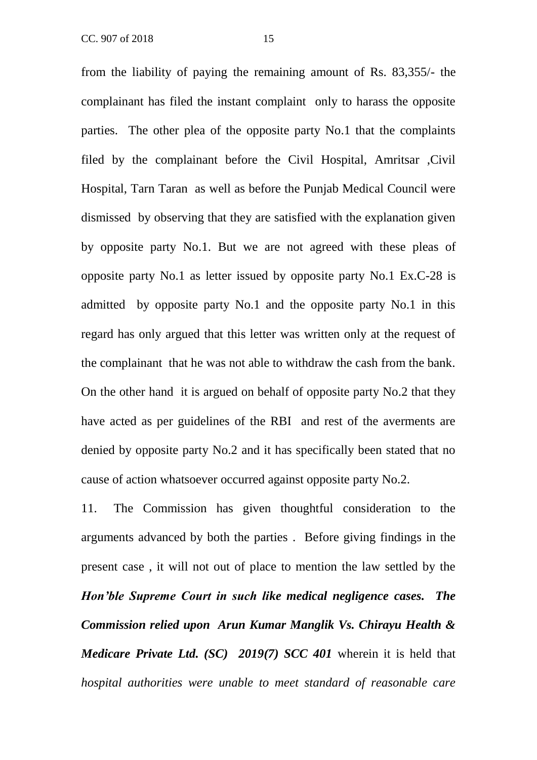from the liability of paying the remaining amount of Rs. 83,355/- the complainant has filed the instant complaint only to harass the opposite parties. The other plea of the opposite party No.1 that the complaints filed by the complainant before the Civil Hospital, Amritsar ,Civil Hospital, Tarn Taran as well as before the Punjab Medical Council were dismissed by observing that they are satisfied with the explanation given by opposite party No.1. But we are not agreed with these pleas of opposite party No.1 as letter issued by opposite party No.1 Ex.C-28 is admitted by opposite party No.1 and the opposite party No.1 in this regard has only argued that this letter was written only at the request of the complainant that he was not able to withdraw the cash from the bank. On the other hand it is argued on behalf of opposite party No.2 that they have acted as per guidelines of the RBI and rest of the averments are denied by opposite party No.2 and it has specifically been stated that no cause of action whatsoever occurred against opposite party No.2.

11. The Commission has given thoughtful consideration to the arguments advanced by both the parties . Before giving findings in the present case , it will not out of place to mention the law settled by the ***Hon'ble Supreme Court in such like medical negligence cases. The Commission relied upon Arun Kumar Manglik Vs. Chirayu Health & Medicare Private Ltd. (SC) 2019(7) SCC 401*** wherein it is held that *hospital authorities were unable to meet standard of reasonable care*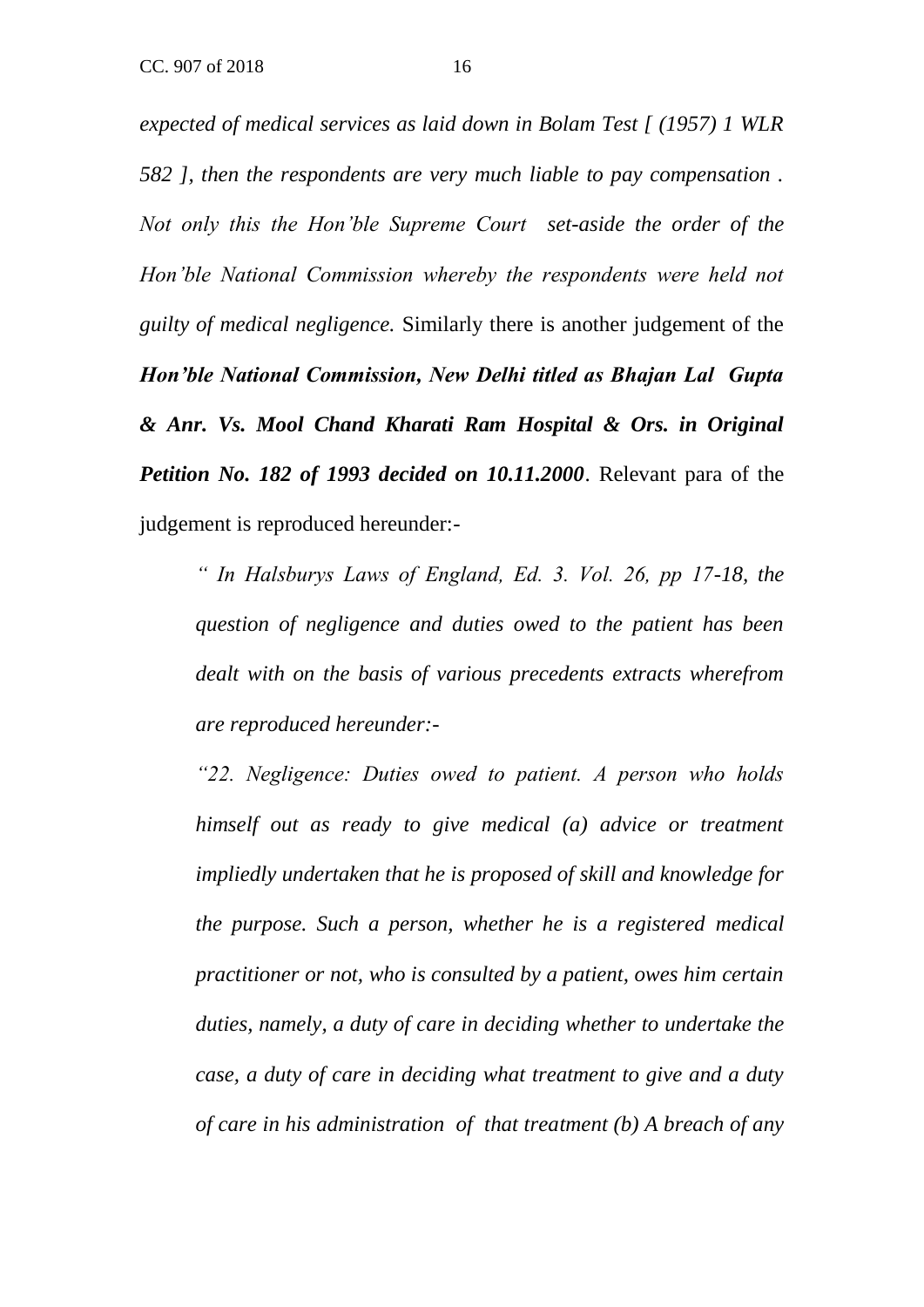*expected of medical services as laid down in Bolam Test [ (1957) 1 WLR 582 ], then the respondents are very much liable to pay compensation . Not only this the Hon'ble Supreme Court set-aside the order of the Hon'ble National Commission whereby the respondents were held not guilty of medical negligence.* Similarly there is another judgement of the ***Hon'ble National Commission, New Delhi titled as Bhajan Lal Gupta & Anr. Vs. Mool Chand Kharati Ram Hospital & Ors. in Original Petition No. 182 of 1993 decided on 10.11.2000***. Relevant para of the judgement is reproduced hereunder:-

> *" In Halsburys Laws of England, Ed. 3. Vol. 26, pp 17-18, the question of negligence and duties owed to the patient has been dealt with on the basis of various precedents extracts wherefrom are reproduced hereunder:-*
>
> *"22. Negligence: Duties owed to patient. A person who holds himself out as ready to give medical (a) advice or treatment impliedly undertaken that he is proposed of skill and knowledge for the purpose. Such a person, whether he is a registered medical practitioner or not, who is consulted by a patient, owes him certain duties, namely, a duty of care in deciding whether to undertake the case, a duty of care in deciding what treatment to give and a duty of care in his administration of that treatment (b) A breach of any*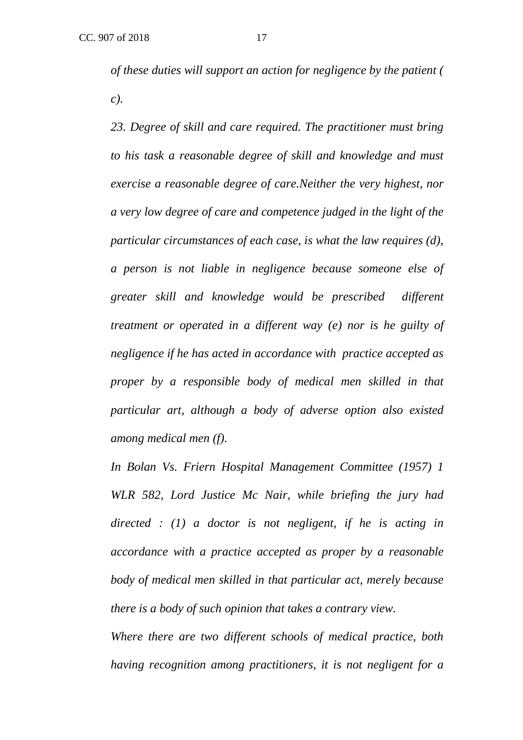*of these duties will support an action for negligence by the patient ( c).*

*23. Degree of skill and care required. The practitioner must bring to his task a reasonable degree of skill and knowledge and must exercise a reasonable degree of care.Neither the very highest, nor a very low degree of care and competence judged in the light of the particular circumstances of each case, is what the law requires (d), a person is not liable in negligence because someone else of greater skill and knowledge would be prescribed different treatment or operated in a different way (e) nor is he guilty of negligence if he has acted in accordance with practice accepted as proper by a responsible body of medical men skilled in that particular art, although a body of adverse option also existed among medical men (f).*

*In Bolan Vs. Friern Hospital Management Committee (1957) 1 WLR 582, Lord Justice Mc Nair, while briefing the jury had directed : (1) a doctor is not negligent, if he is acting in accordance with a practice accepted as proper by a reasonable body of medical men skilled in that particular act, merely because there is a body of such opinion that takes a contrary view.*

*Where there are two different schools of medical practice, both having recognition among practitioners, it is not negligent for a*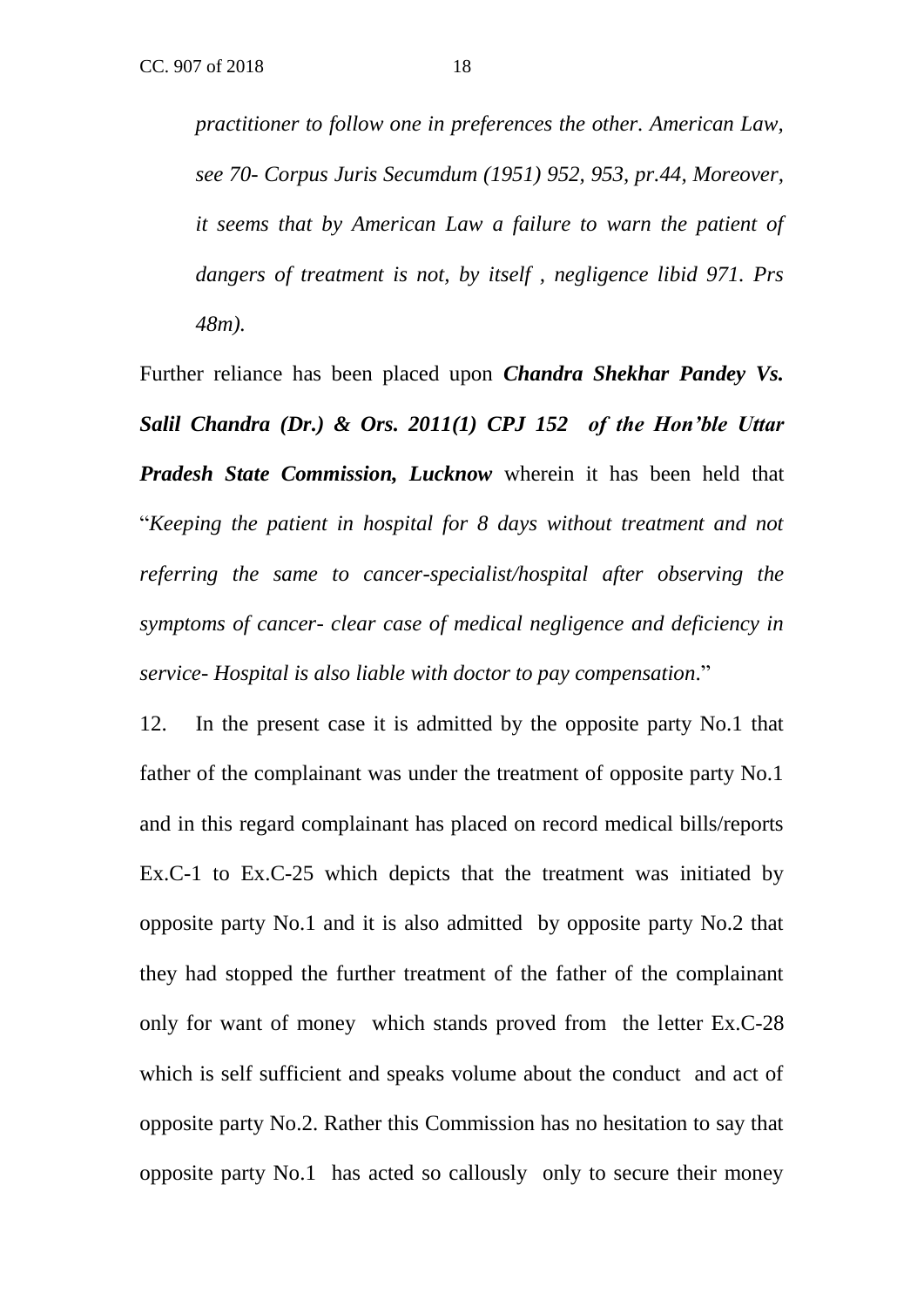*practitioner to follow one in preferences the other. American Law, see 70- Corpus Juris Secumdum (1951) 952, 953, pr.44, Moreover, it seems that by American Law a failure to warn the patient of dangers of treatment is not, by itself , negligence libid 971. Prs 48m).*

Further reliance has been placed upon ***Chandra Shekhar Pandey Vs. Salil Chandra (Dr.) & Ors. 2011(1) CPJ 152 of the Hon'ble Uttar Pradesh State Commission, Lucknow*** wherein it has been held that "*Keeping the patient in hospital for 8 days without treatment and not referring the same to cancer-specialist/hospital after observing the symptoms of cancer- clear case of medical negligence and deficiency in service- Hospital is also liable with doctor to pay compensation.*"

12. In the present case it is admitted by the opposite party No.1 that father of the complainant was under the treatment of opposite party No.1 and in this regard complainant has placed on record medical bills/reports Ex.C-1 to Ex.C-25 which depicts that the treatment was initiated by opposite party No.1 and it is also admitted by opposite party No.2 that they had stopped the further treatment of the father of the complainant only for want of money which stands proved from the letter Ex.C-28 which is self sufficient and speaks volume about the conduct and act of opposite party No.2. Rather this Commission has no hesitation to say that opposite party No.1 has acted so callously only to secure their money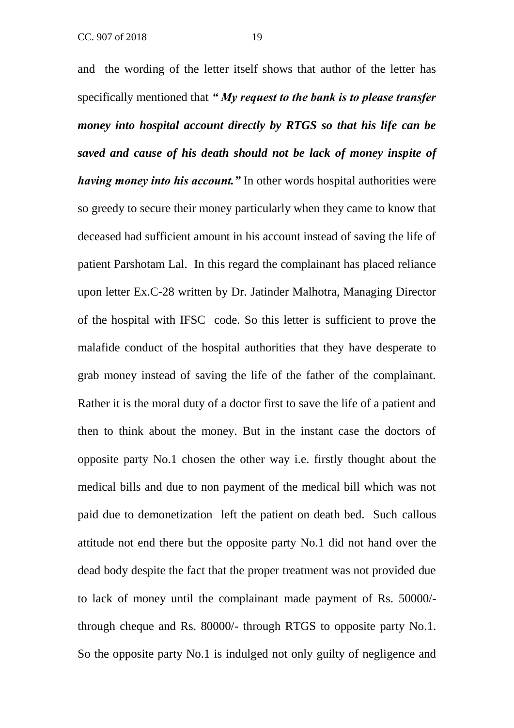and the wording of the letter itself shows that author of the letter has specifically mentioned that ***" My request to the bank is to please transfer money into hospital account directly by RTGS so that his life can be saved and cause of his death should not be lack of money inspite of having money into his account."*** In other words hospital authorities were so greedy to secure their money particularly when they came to know that deceased had sufficient amount in his account instead of saving the life of patient Parshotam Lal. In this regard the complainant has placed reliance upon letter Ex.C-28 written by Dr. Jatinder Malhotra, Managing Director of the hospital with IFSC code. So this letter is sufficient to prove the malafide conduct of the hospital authorities that they have desperate to grab money instead of saving the life of the father of the complainant. Rather it is the moral duty of a doctor first to save the life of a patient and then to think about the money. But in the instant case the doctors of opposite party No.1 chosen the other way i.e. firstly thought about the medical bills and due to non payment of the medical bill which was not paid due to demonetization left the patient on death bed. Such callous attitude not end there but the opposite party No.1 did not hand over the dead body despite the fact that the proper treatment was not provided due to lack of money until the complainant made payment of Rs. 50000/- through cheque and Rs. 80000/- through RTGS to opposite party No.1. So the opposite party No.1 is indulged not only guilty of negligence and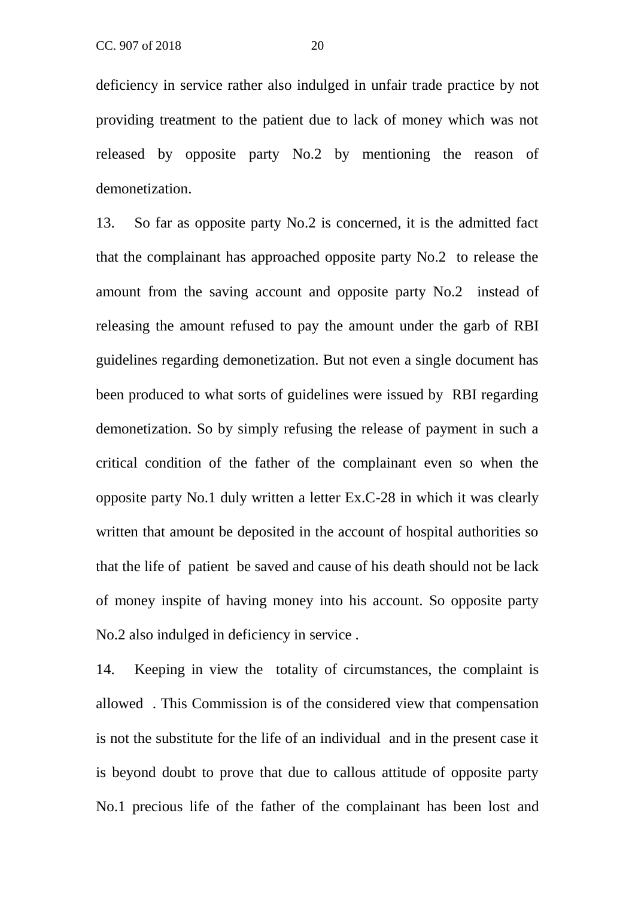deficiency in service rather also indulged in unfair trade practice by not providing treatment to the patient due to lack of money which was not released by opposite party No.2 by mentioning the reason of demonetization.

13. So far as opposite party No.2 is concerned, it is the admitted fact that the complainant has approached opposite party No.2 to release the amount from the saving account and opposite party No.2 instead of releasing the amount refused to pay the amount under the garb of RBI guidelines regarding demonetization. But not even a single document has been produced to what sorts of guidelines were issued by RBI regarding demonetization. So by simply refusing the release of payment in such a critical condition of the father of the complainant even so when the opposite party No.1 duly written a letter Ex.C-28 in which it was clearly written that amount be deposited in the account of hospital authorities so that the life of patient be saved and cause of his death should not be lack of money inspite of having money into his account. So opposite party No.2 also indulged in deficiency in service .

14. Keeping in view the totality of circumstances, the complaint is allowed . This Commission is of the considered view that compensation is not the substitute for the life of an individual and in the present case it is beyond doubt to prove that due to callous attitude of opposite party No.1 precious life of the father of the complainant has been lost and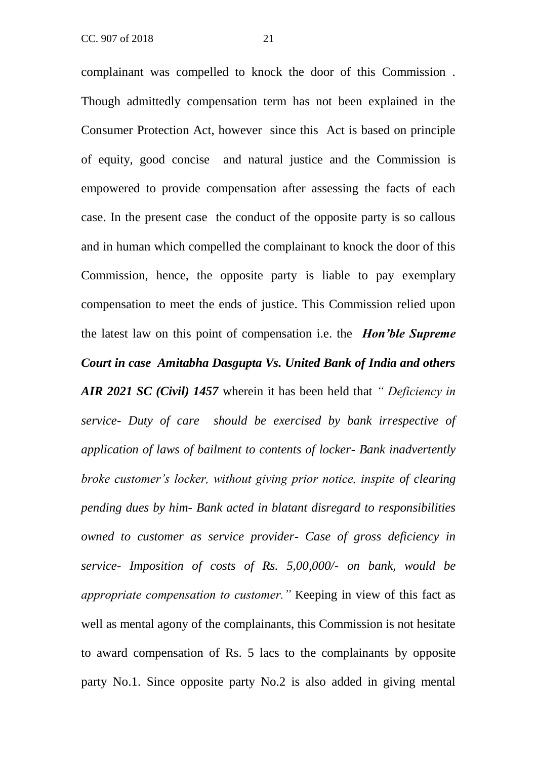complainant was compelled to knock the door of this Commission . Though admittedly compensation term has not been explained in the Consumer Protection Act, however since this Act is based on principle of equity, good concise and natural justice and the Commission is empowered to provide compensation after assessing the facts of each case. In the present case the conduct of the opposite party is so callous and in human which compelled the complainant to knock the door of this Commission, hence, the opposite party is liable to pay exemplary compensation to meet the ends of justice. This Commission relied upon the latest law on this point of compensation i.e. the ***Hon'ble Supreme Court in case Amitabha Dasgupta Vs. United Bank of India and others AIR 2021 SC (Civil) 1457*** wherein it has been held that *" Deficiency in service- Duty of care should be exercised by bank irrespective of application of laws of bailment to contents of locker- Bank inadvertently broke customer's locker, without giving prior notice, inspite of clearing pending dues by him- Bank acted in blatant disregard to responsibilities owned to customer as service provider- Case of gross deficiency in service- Imposition of costs of Rs. 5,00,000/- on bank, would be appropriate compensation to customer."* Keeping in view of this fact as well as mental agony of the complainants, this Commission is not hesitate to award compensation of Rs. 5 lacs to the complainants by opposite party No.1. Since opposite party No.2 is also added in giving mental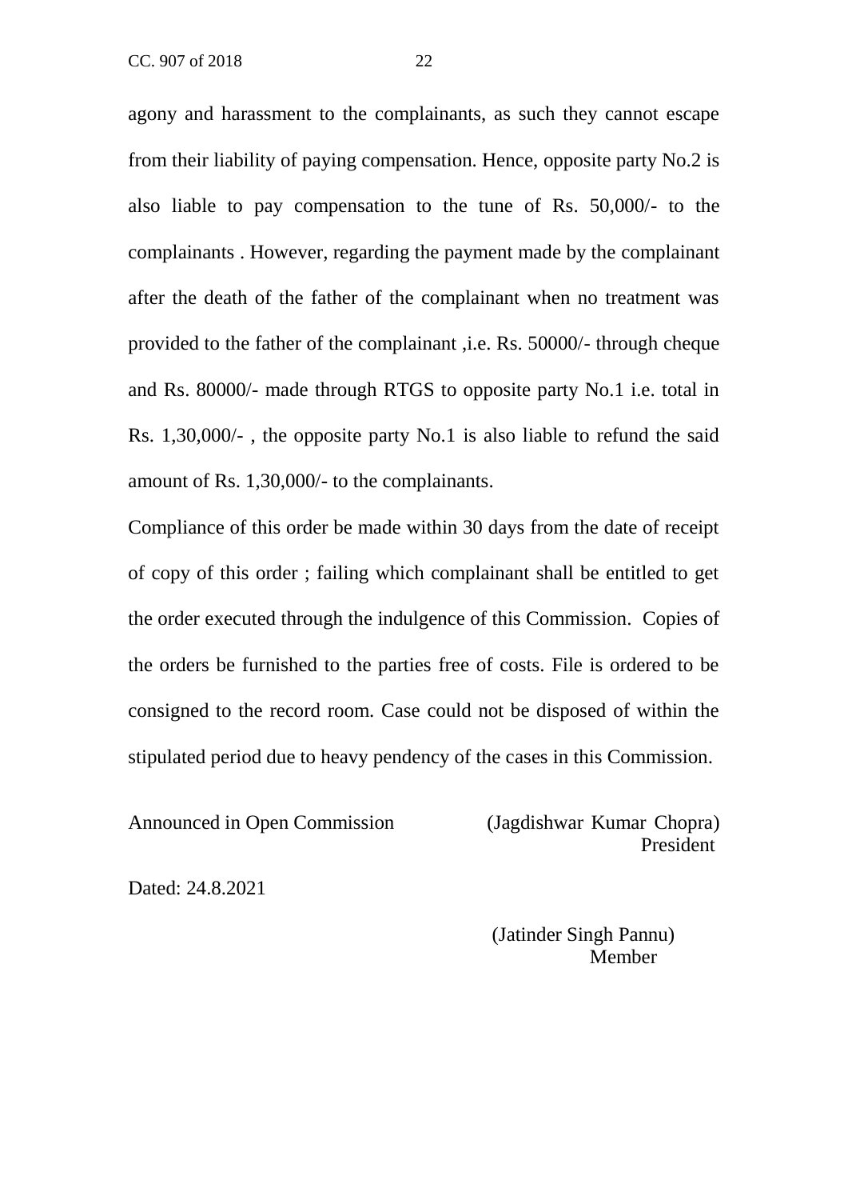agony and harassment to the complainants, as such they cannot escape from their liability of paying compensation. Hence, opposite party No.2 is also liable to pay compensation to the tune of Rs. 50,000/- to the complainants . However, regarding the payment made by the complainant after the death of the father of the complainant when no treatment was provided to the father of the complainant ,i.e. Rs. 50000/- through cheque and Rs. 80000/- made through RTGS to opposite party No.1 i.e. total in Rs. 1,30,000/- , the opposite party No.1 is also liable to refund the said amount of Rs. 1,30,000/- to the complainants.

Compliance of this order be made within 30 days from the date of receipt of copy of this order ; failing which complainant shall be entitled to get the order executed through the indulgence of this Commission. Copies of the orders be furnished to the parties free of costs. File is ordered to be consigned to the record room. Case could not be disposed of within the stipulated period due to heavy pendency of the cases in this Commission.

Announced in Open Commission

(Jagdishwar Kumar Chopra)
President

Dated: 24.8.2021

(Jatinder Singh Pannu)
Member